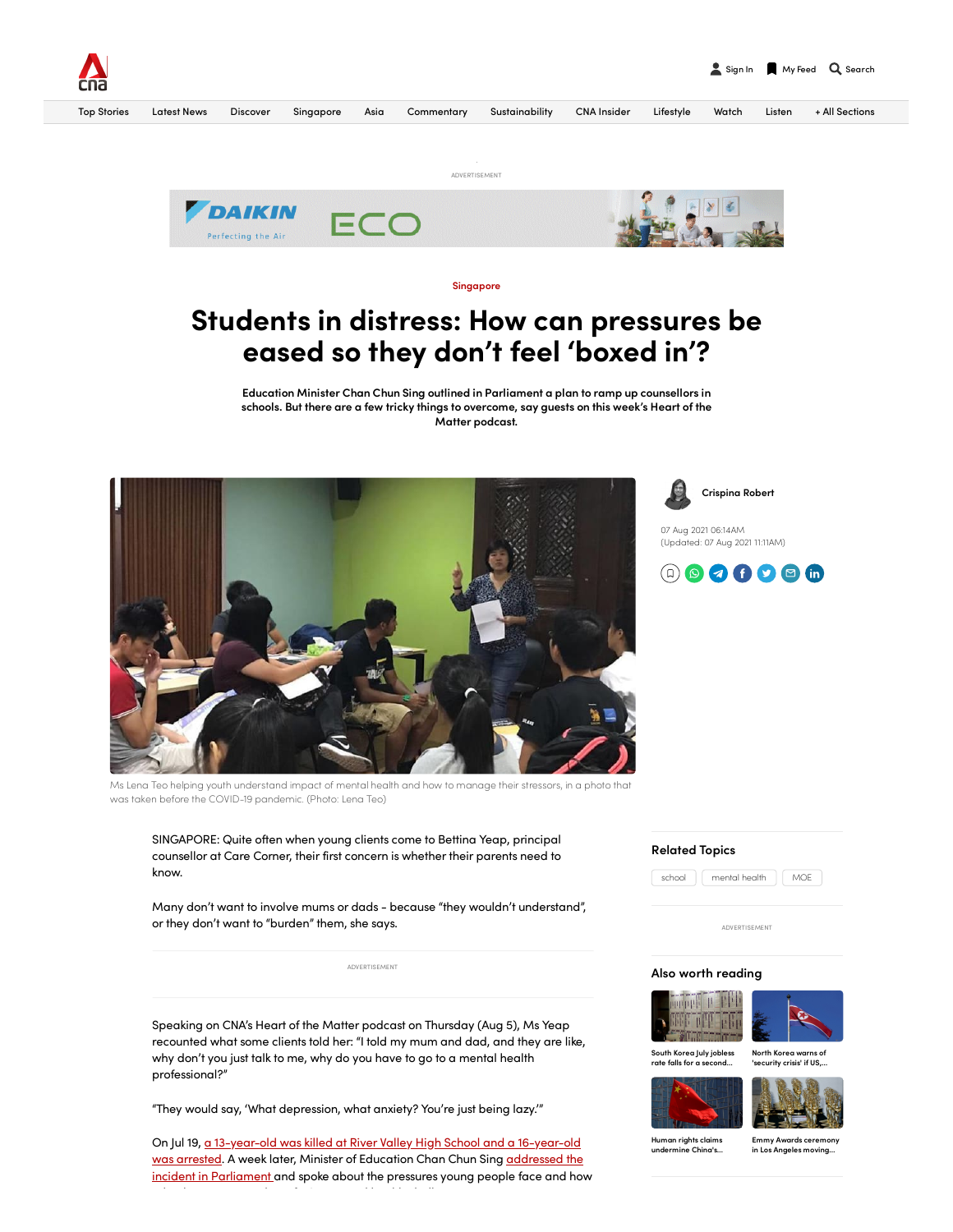Singapore

# Students in distress: How can pressures be eased so they don't feel 'boxed in'?

**Education Minister Chan Chun Sing outlined in Parliament a plan to ramp up counsellors in schools. But there are a few tricky things to overcome, say guests on this week's Heart of the Matter podcast.**

Ms Lena Teo helping youth understand impact of mental health and how to manage their stressors, in a photo that was taken before the COVID-19 pandemic. (Photo: Lena Teo)

Crispina Robert

07 Aug 2021 06:14AM
(Updated: 07 Aug 2021 11:11AM)

SINGAPORE: Quite often when young clients come to Bettina Yeap, principal counsellor at Care Corner, their first concern is whether their parents need to know.

Many don't want to involve mums or dads - because "they wouldn't understand", or they don't want to "burden" them, she says.

Speaking on CNA's Heart of the Matter podcast on Thursday (Aug 5), Ms Yeap recounted what some clients told her: "I told my mum and dad, and they are like, why don't you just talk to me, why do you have to go to a mental health professional?"

"They would say, 'What depression, what anxiety? You're just being lazy.'"

On Jul 19, a 13-year-old was killed at River Valley High School and a 16-year-old was arrested. A week later, Minister of Education Chan Chun Sing addressed the incident in Parliament and spoke about the pressures young people face and how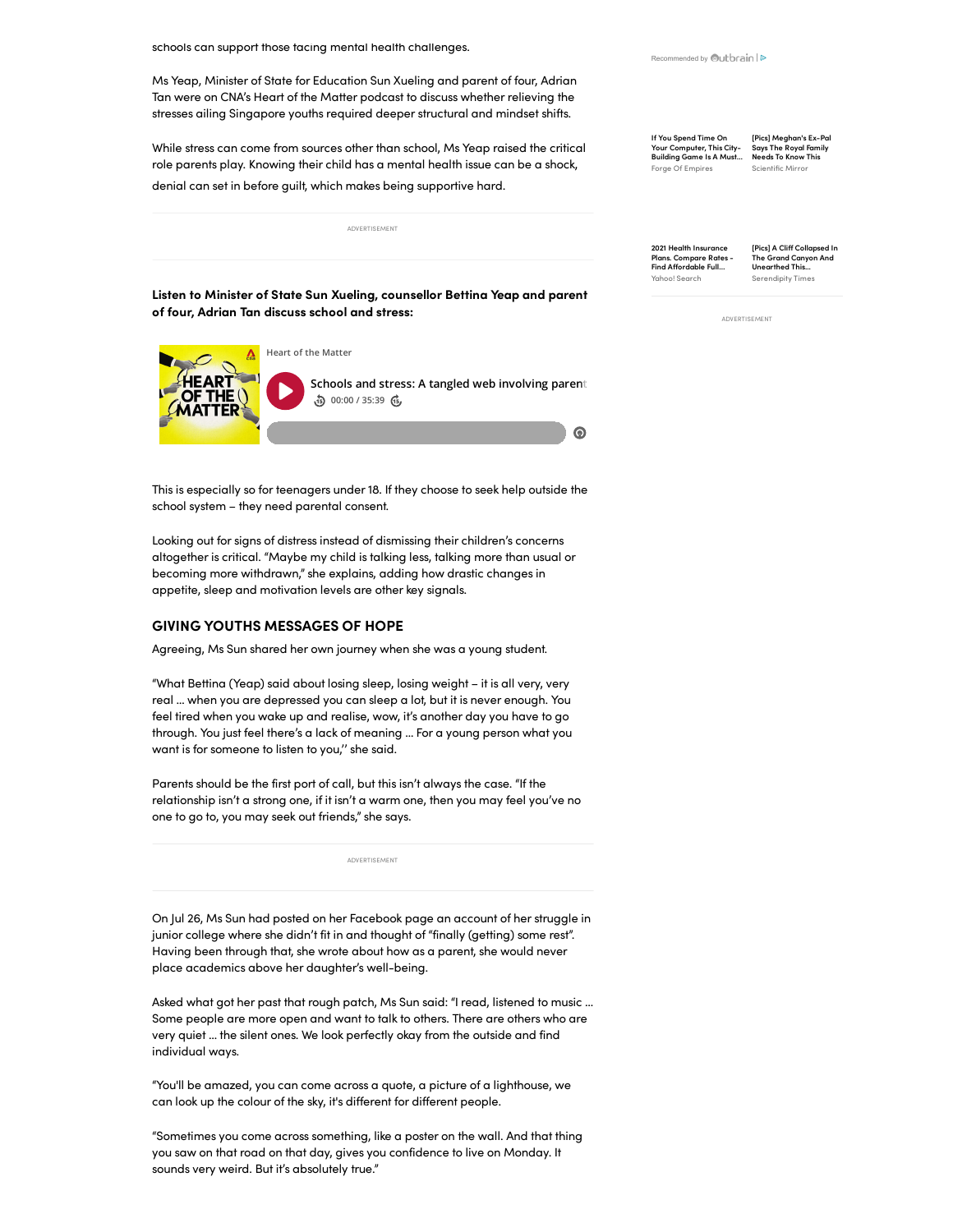schools can support those facing mental health challenges.

Ms Yeap, Minister of State for Education Sun Xueling and parent of four, Adrian Tan were on CNA's Heart of the Matter podcast to discuss whether relieving the stresses ailing Singapore youths required deeper structural and mindset shifts.

While stress can come from sources other than school, Ms Yeap raised the critical role parents play. Knowing their child has a mental health issue can be a shock, denial can set in before guilt, which makes being supportive hard.

**Listen to Minister of State Sun Xueling, counsellor Bettina Yeap and parent of four, Adrian Tan discuss school and stress:**

This is especially so for teenagers under 18. If they choose to seek help outside the school system – they need parental consent.

Looking out for signs of distress instead of dismissing their children's concerns altogether is critical. "Maybe my child is talking less, talking more than usual or becoming more withdrawn," she explains, adding how drastic changes in appetite, sleep and motivation levels are other key signals.

## GIVING YOUTHS MESSAGES OF HOPE

Agreeing, Ms Sun shared her own journey when she was a young student.

"What Bettina (Yeap) said about losing sleep, losing weight – it is all very, very real ... when you are depressed you can sleep a lot, but it is never enough. You feel tired when you wake up and realise, wow, it's another day you have to go through. You just feel there's a lack of meaning ... For a young person what you want is for someone to listen to you,'' she said.

Parents should be the first port of call, but this isn't always the case. "If the relationship isn't a strong one, if it isn't a warm one, then you may feel you've no one to go to, you may seek out friends," she says.

On Jul 26, Ms Sun had posted on her Facebook page an account of her struggle in junior college where she didn't fit in and thought of "finally (getting) some rest". Having been through that, she wrote about how as a parent, she would never place academics above her daughter's well-being.

Asked what got her past that rough patch, Ms Sun said: "I read, listened to music ... Some people are more open and want to talk to others. There are others who are very quiet ... the silent ones. We look perfectly okay from the outside and find individual ways.

"You'll be amazed, you can come across a quote, a picture of a lighthouse, we can look up the colour of the sky, it's different for different people.

"Sometimes you come across something, like a poster on the wall. And that thing you saw on that road on that day, gives you confidence to live on Monday. It sounds very weird. But it's absolutely true."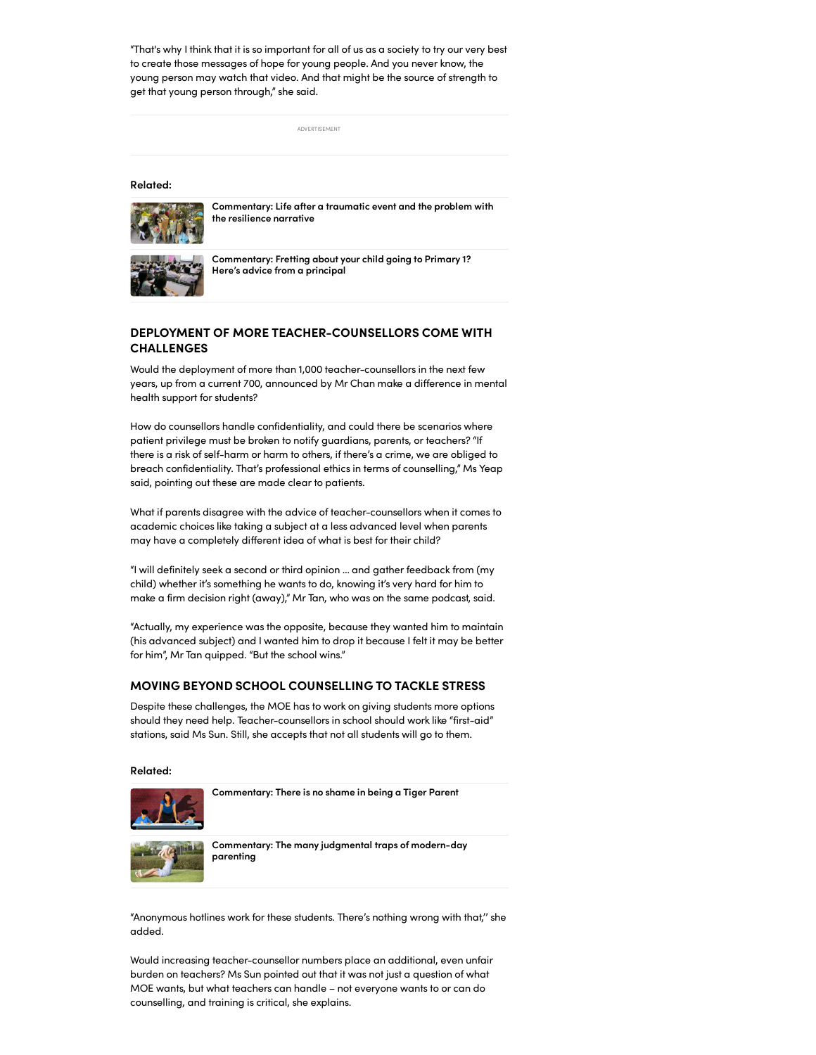"That's why I think that it is so important for all of us as a society to try our very best to create those messages of hope for young people. And you never know, the young person may watch that video. And that might be the source of strength to get that young person through," she said.

ADVERTISEMENT

**Related:**

**Commentary: Life after a traumatic event and the problem with the resilience narrative**

**Commentary: Fretting about your child going to Primary 1? Here's advice from a principal**

## DEPLOYMENT OF MORE TEACHER-COUNSELLORS COME WITH CHALLENGES

Would the deployment of more than 1,000 teacher-counsellors in the next few years, up from a current 700, announced by Mr Chan make a difference in mental health support for students?

How do counsellors handle confidentiality, and could there be scenarios where patient privilege must be broken to notify guardians, parents, or teachers? "If there is a risk of self-harm or harm to others, if there's a crime, we are obliged to breach confidentiality. That's professional ethics in terms of counselling," Ms Yeap said, pointing out these are made clear to patients.

What if parents disagree with the advice of teacher-counsellors when it comes to academic choices like taking a subject at a less advanced level when parents may have a completely different idea of what is best for their child?

"I will definitely seek a second or third opinion … and gather feedback from (my child) whether it's something he wants to do, knowing it's very hard for him to make a firm decision right (away)," Mr Tan, who was on the same podcast, said.

"Actually, my experience was the opposite, because they wanted him to maintain (his advanced subject) and I wanted him to drop it because I felt it may be better for him", Mr Tan quipped. "But the school wins."

## MOVING BEYOND SCHOOL COUNSELLING TO TACKLE STRESS

Despite these challenges, the MOE has to work on giving students more options should they need help. Teacher-counsellors in school should work like "first-aid" stations, said Ms Sun. Still, she accepts that not all students will go to them.

**Related:**

**Commentary: There is no shame in being a Tiger Parent**

**Commentary: The many judgmental traps of modern-day parenting**

"Anonymous hotlines work for these students. There's nothing wrong with that,'' she added.

Would increasing teacher-counsellor numbers place an additional, even unfair burden on teachers? Ms Sun pointed out that it was not just a question of what MOE wants, but what teachers can handle – not everyone wants to or can do counselling, and training is critical, she explains.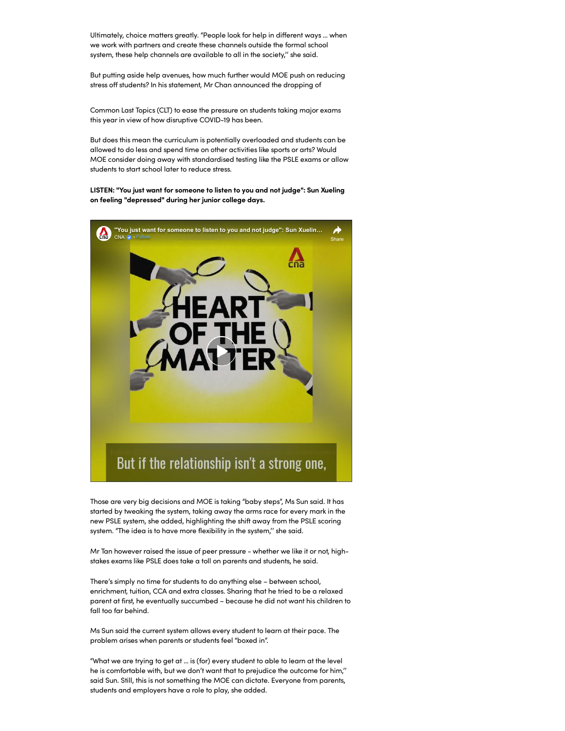Ultimately, choice matters greatly. "People look for help in different ways ... when we work with partners and create these channels outside the formal school system, these help channels are available to all in the society," she said.

But putting aside help avenues, how much further would MOE push on reducing stress off students? In his statement, Mr Chan announced the dropping of

Common Last Topics (CLT) to ease the pressure on students taking major exams this year in view of how disruptive COVID-19 has been.

But does this mean the curriculum is potentially overloaded and students can be allowed to do less and spend time on other activities like sports or arts? Would MOE consider doing away with standardised testing like the PSLE exams or allow students to start school later to reduce stress.

**LISTEN: "You just want for someone to listen to you and not judge": Sun Xueling on feeling "depressed" during her junior college days.**

Those are very big decisions and MOE is taking "baby steps", Ms Sun said. It has started by tweaking the system, taking away the arms race for every mark in the new PSLE system, she added, highlighting the shift away from the PSLE scoring system. "The idea is to have more flexibility in the system," she said.

Mr Tan however raised the issue of peer pressure - whether we like it or not, high-stakes exams like PSLE does take a toll on parents and students, he said.

There's simply no time for students to do anything else – between school, enrichment, tuition, CCA and extra classes. Sharing that he tried to be a relaxed parent at first, he eventually succumbed – because he did not want his children to fall too far behind.

Ms Sun said the current system allows every student to learn at their pace. The problem arises when parents or students feel "boxed in".

"What we are trying to get at ... is (for) every student to able to learn at the level he is comfortable with, but we don't want that to prejudice the outcome for him," said Sun. Still, this is not something the MOE can dictate. Everyone from parents, students and employers have a role to play, she added.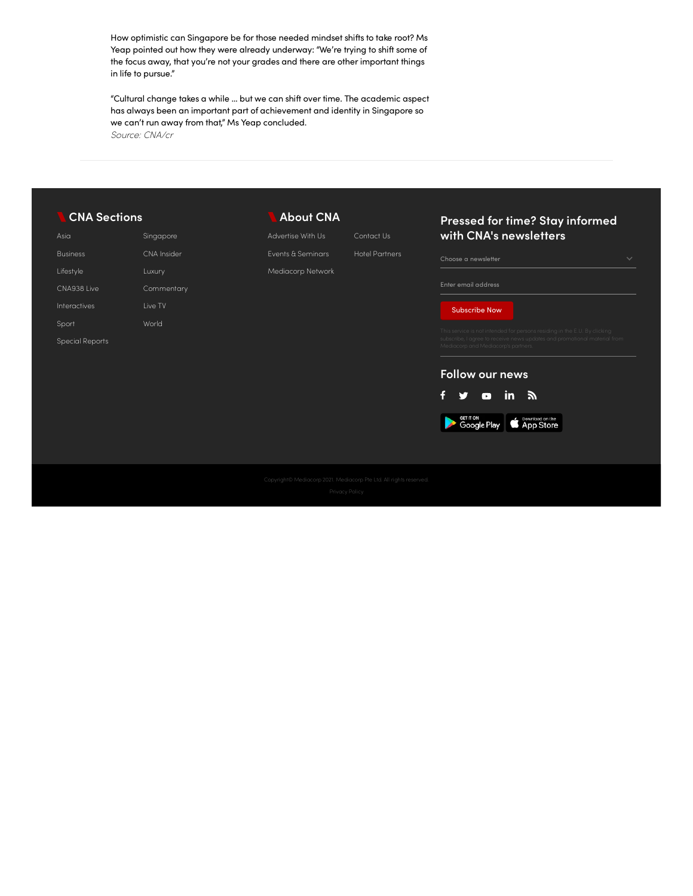How optimistic can Singapore be for those needed mindset shifts to take root? Ms Yeap pointed out how they were already underway: “We’re trying to shift some of the focus away, that you’re not your grades and there are other important things in life to pursue.”

“Cultural change takes a while … but we can shift over time. The academic aspect has always been an important part of achievement and identity in Singapore so we can’t run away from that,” Ms Yeap concluded.

*Source: CNA/cr*

## CNA Sections

Asia
Singapore
Business
CNA Insider
Lifestyle
Luxury
CNA938 Live
Commentary
Interactives
Live TV
Sport
World
Special Reports

## About CNA

Advertise With Us
Contact Us
Events & Seminars
Hotel Partners
Mediacorp Network

## Pressed for time? Stay informed with CNA's newsletters

Choose a newsletter

Enter email address

Subscribe Now

This service is not intended for persons residing in the E.U. By clicking subscribe, I agree to receive news updates and promotional material from Mediacorp and Mediacorp's partners.

## Follow our news

GET IT ON Google Play
Download on the App Store

Copyright© Mediacorp 2021. Mediacorp Pte Ltd. All rights reserved.

Privacy Policy